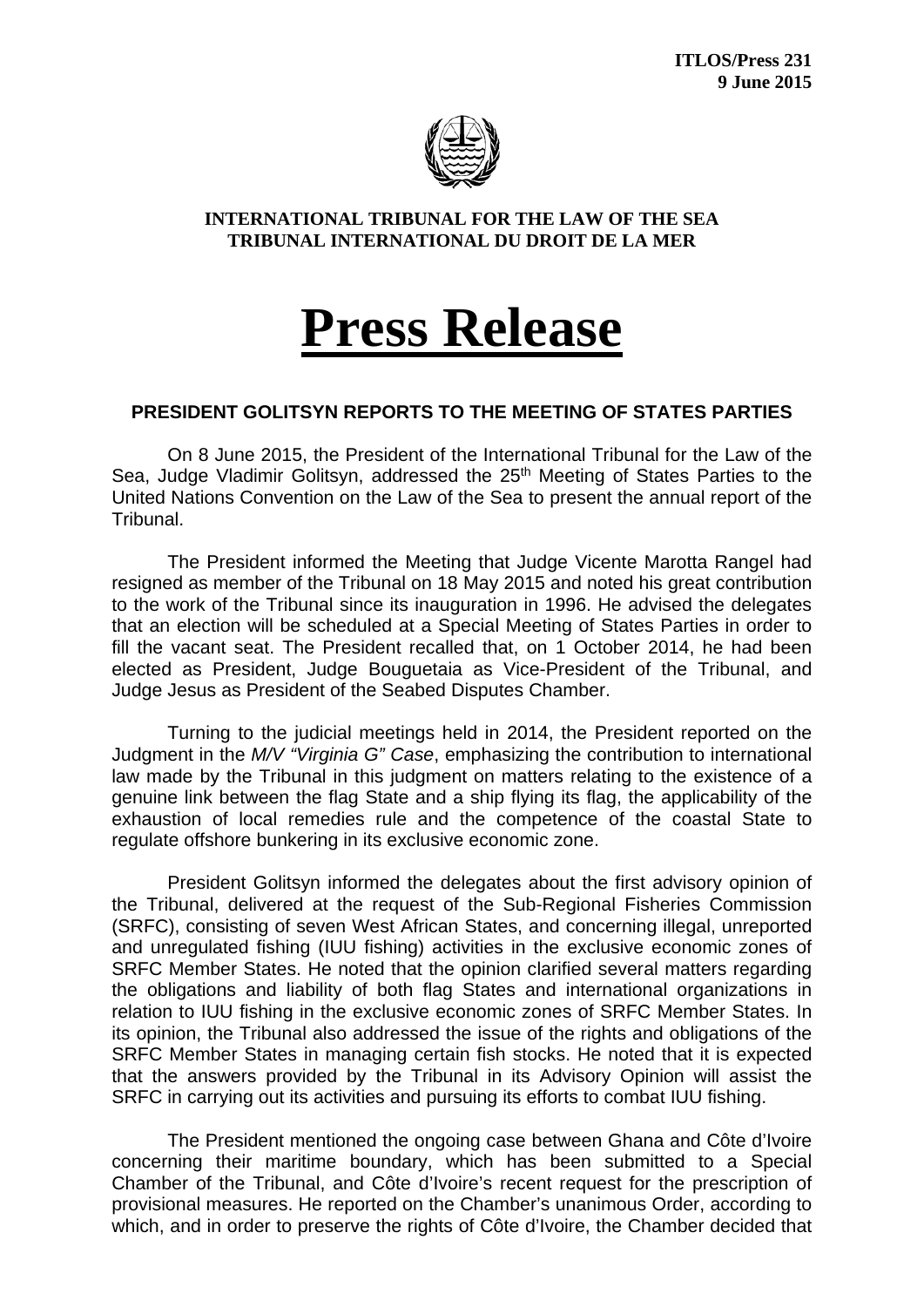**ITLOS/Press 231**
**9 June 2015**

**INTERNATIONAL TRIBUNAL FOR THE LAW OF THE SEA**
**TRIBUNAL INTERNATIONAL DU DROIT DE LA MER**

# Press Release

## PRESIDENT GOLITSYN REPORTS TO THE MEETING OF STATES PARTIES

On 8 June 2015, the President of the International Tribunal for the Law of the Sea, Judge Vladimir Golitsyn, addressed the 25th Meeting of States Parties to the United Nations Convention on the Law of the Sea to present the annual report of the Tribunal.

The President informed the Meeting that Judge Vicente Marotta Rangel had resigned as member of the Tribunal on 18 May 2015 and noted his great contribution to the work of the Tribunal since its inauguration in 1996. He advised the delegates that an election will be scheduled at a Special Meeting of States Parties in order to fill the vacant seat. The President recalled that, on 1 October 2014, he had been elected as President, Judge Bouguetaia as Vice-President of the Tribunal, and Judge Jesus as President of the Seabed Disputes Chamber.

Turning to the judicial meetings held in 2014, the President reported on the Judgment in the *M/V "Virginia G" Case*, emphasizing the contribution to international law made by the Tribunal in this judgment on matters relating to the existence of a genuine link between the flag State and a ship flying its flag, the applicability of the exhaustion of local remedies rule and the competence of the coastal State to regulate offshore bunkering in its exclusive economic zone.

President Golitsyn informed the delegates about the first advisory opinion of the Tribunal, delivered at the request of the Sub-Regional Fisheries Commission (SRFC), consisting of seven West African States, and concerning illegal, unreported and unregulated fishing (IUU fishing) activities in the exclusive economic zones of SRFC Member States. He noted that the opinion clarified several matters regarding the obligations and liability of both flag States and international organizations in relation to IUU fishing in the exclusive economic zones of SRFC Member States. In its opinion, the Tribunal also addressed the issue of the rights and obligations of the SRFC Member States in managing certain fish stocks. He noted that it is expected that the answers provided by the Tribunal in its Advisory Opinion will assist the SRFC in carrying out its activities and pursuing its efforts to combat IUU fishing.

The President mentioned the ongoing case between Ghana and Côte d'Ivoire concerning their maritime boundary, which has been submitted to a Special Chamber of the Tribunal, and Côte d'Ivoire's recent request for the prescription of provisional measures. He reported on the Chamber's unanimous Order, according to which, and in order to preserve the rights of Côte d'Ivoire, the Chamber decided that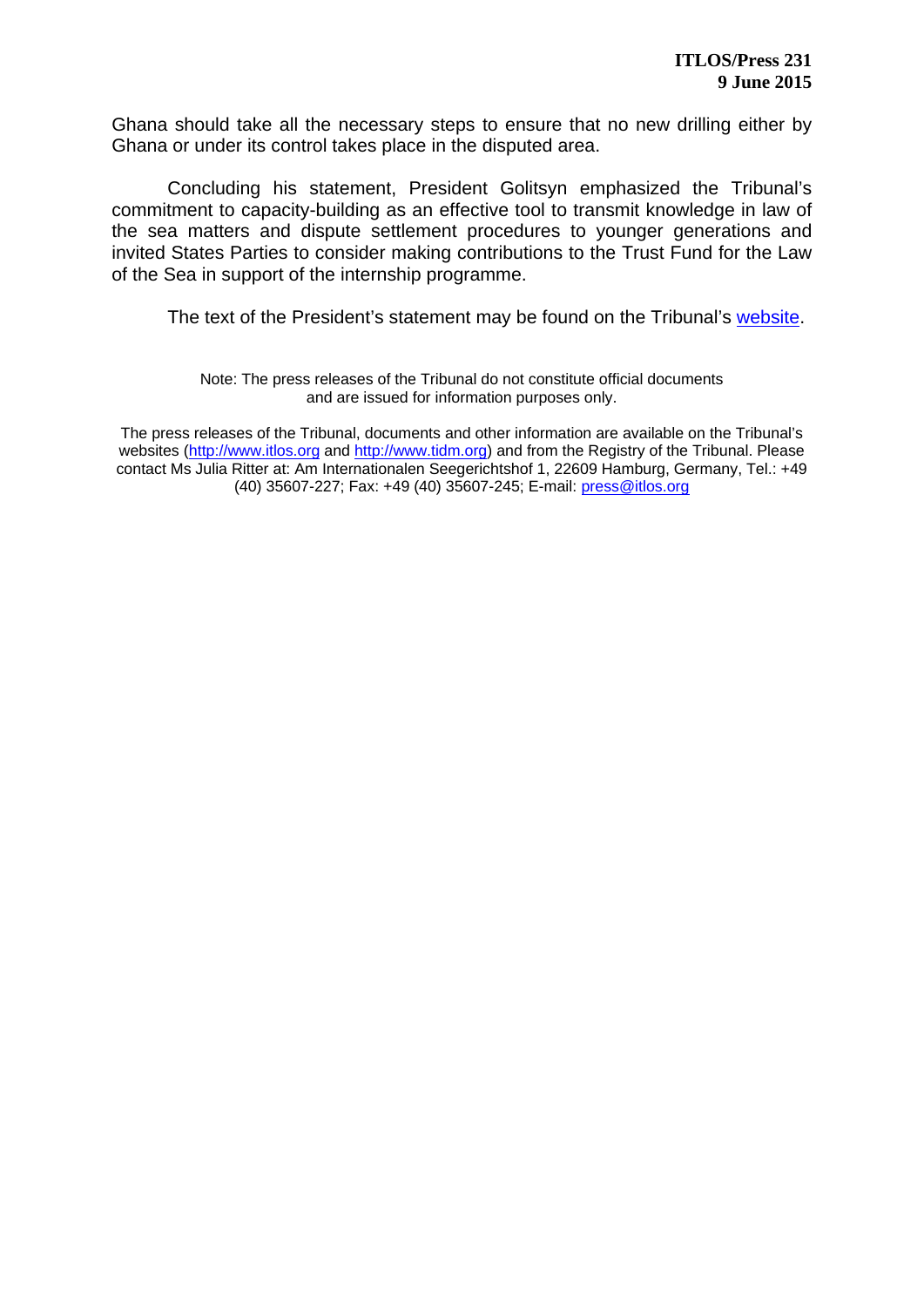Ghana should take all the necessary steps to ensure that no new drilling either by Ghana or under its control takes place in the disputed area.

Concluding his statement, President Golitsyn emphasized the Tribunal's commitment to capacity-building as an effective tool to transmit knowledge in law of the sea matters and dispute settlement procedures to younger generations and invited States Parties to consider making contributions to the Trust Fund for the Law of the Sea in support of the internship programme.

The text of the President's statement may be found on the Tribunal's website.

Note: The press releases of the Tribunal do not constitute official documents and are issued for information purposes only.

The press releases of the Tribunal, documents and other information are available on the Tribunal's websites (http://www.itlos.org and http://www.tidm.org) and from the Registry of the Tribunal. Please contact Ms Julia Ritter at: Am Internationalen Seegerichtshof 1, 22609 Hamburg, Germany, Tel.: +49 (40) 35607-227; Fax: +49 (40) 35607-245; E-mail: press@itlos.org